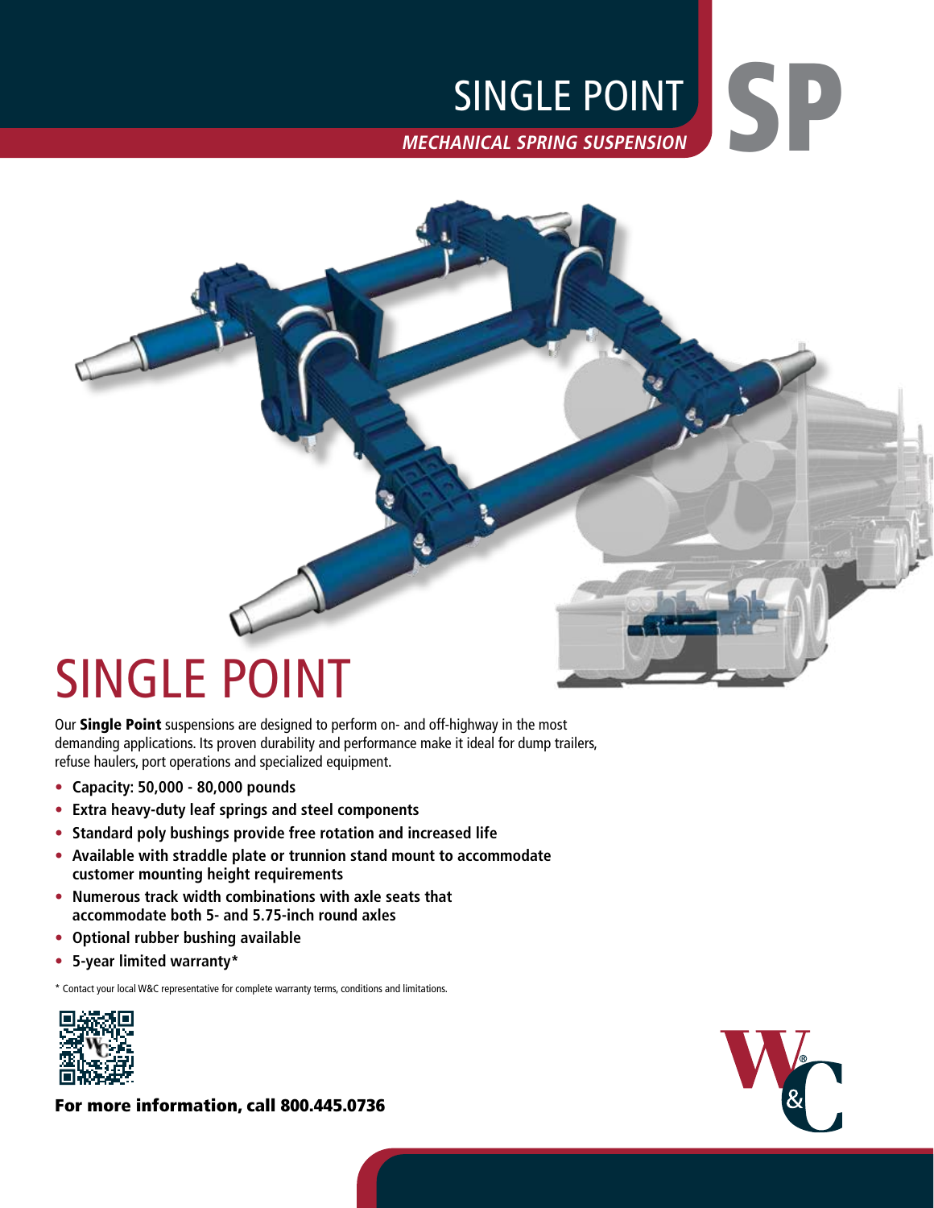# SINGLE POINT

*MECHANICAL SPRING SUSPENSION*

SP

# SINGLE POINT

Our **Single Point** suspensions are designed to perform on- and off-highway in the most demanding applications. Its proven durability and performance make it ideal for dump trailers, refuse haulers, port operations and specialized equipment.

- **Capacity: 50,000 - 80,000 pounds**
- **Extra heavy-duty leaf springs and steel components**
- **Standard poly bushings provide free rotation and increased life**
- **Available with straddle plate or trunnion stand mount to accommodate customer mounting height requirements**
- **Numerous track width combinations with axle seats that accommodate both 5- and 5.75-inch round axles**
- **Optional rubber bushing available**
- **5-year limited warranty***

\* Contact your local W&C representative for complete warranty terms, conditions and limitations.

**For more information, call 800.445.0736**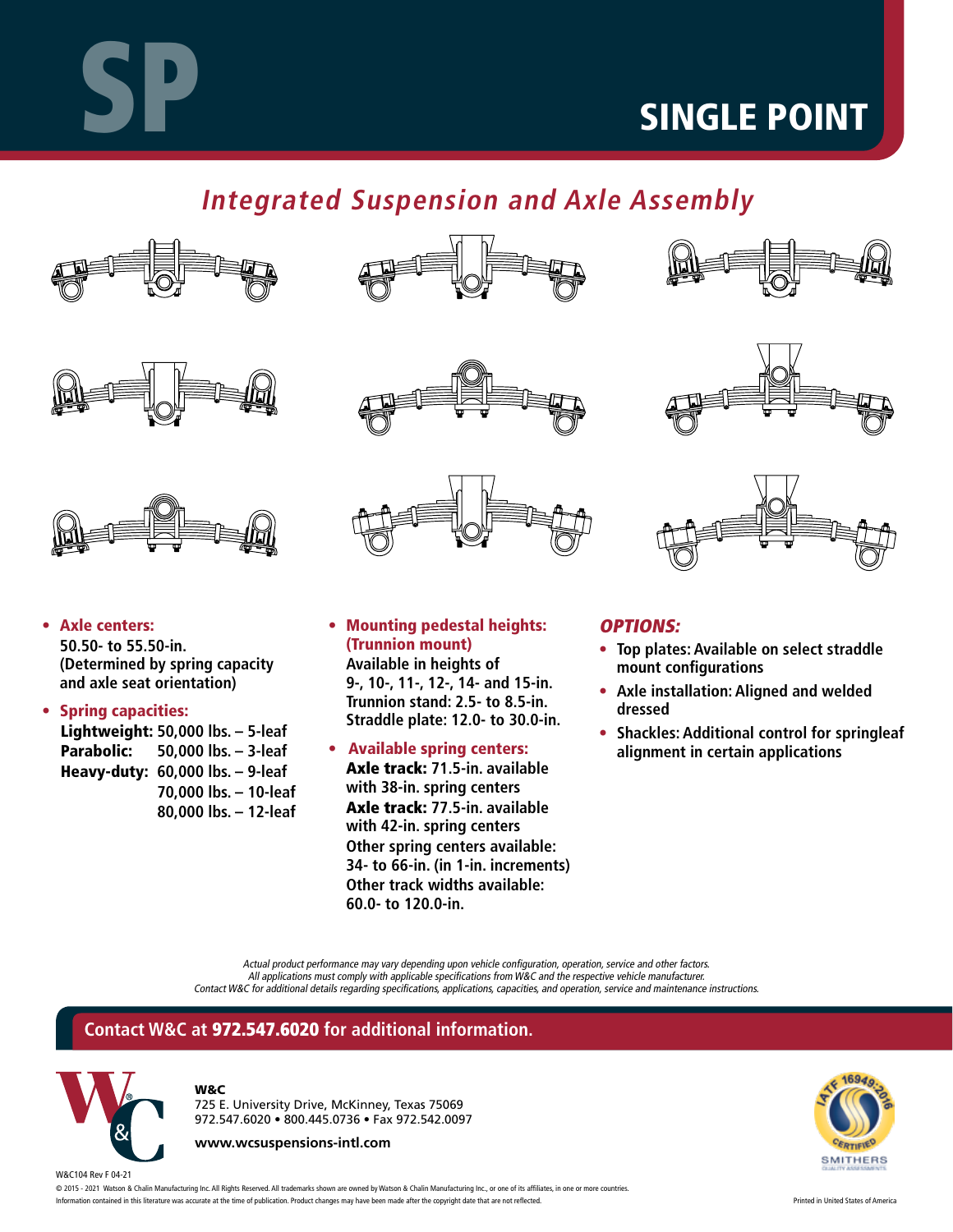# SP

# SINGLE POINT

## *Integrated Suspension and Axle Assembly*

- **Axle centers:**
  **50.50- to 55.50-in.**
  **(Determined by spring capacity and axle seat orientation)**
- **Spring capacities:**

| | |
|---|---|
| **Lightweight:** | 50,000 lbs. – 5-leaf |
| **Parabolic:** | 50,000 lbs. – 3-leaf |
| **Heavy-duty:** | 60,000 lbs. – 9-leaf |
| | 70,000 lbs. – 10-leaf |
| | 80,000 lbs. – 12-leaf |

- **Mounting pedestal heights: (Trunnion mount)**
  Available in heights of 9-, 10-, 11-, 12-, 14- and 15-in.
  Trunnion stand: 2.5- to 8.5-in.
  Straddle plate: 12.0- to 30.0-in.
- **Available spring centers:**
  **Axle track:** 71.5-in. available with 38-in. spring centers
  **Axle track:** 77.5-in. available with 42-in. spring centers
  Other spring centers available: 34- to 66-in. (in 1-in. increments)
  Other track widths available: 60.0- to 120.0-in.

### *OPTIONS:*

- **Top plates:** Available on select straddle mount configurations
- **Axle installation:** Aligned and welded dressed
- **Shackles:** Additional control for springleaf alignment in certain applications

*Actual product performance may vary depending upon vehicle configuration, operation, service and other factors.*
*All applications must comply with applicable specifications from W&C and the respective vehicle manufacturer.*
*Contact W&C for additional details regarding specifications, applications, capacities, and operation, service and maintenance instructions.*

**Contact W&C at 972.547.6020 for additional information.**

**W&C**
725 E. University Drive, McKinney, Texas 75069
972.547.6020 • 800.445.0736 • Fax 972.542.0097

**www.wcsuspensions-intl.com**

IATF 16949:2016 CERTIFIED — SMITHERS QUALITY ASSESSMENTS

W&C104 Rev F 04-21

© 2015 - 2021 Watson & Chalin Manufacturing Inc. All Rights Reserved. All trademarks shown are owned by Watson & Chalin Manufacturing Inc., or one of its affiliates, in one or more countries.
Information contained in this literature was accurate at the time of publication. Product changes may have been made after the copyright date that are not reflected.

Printed in United States of America